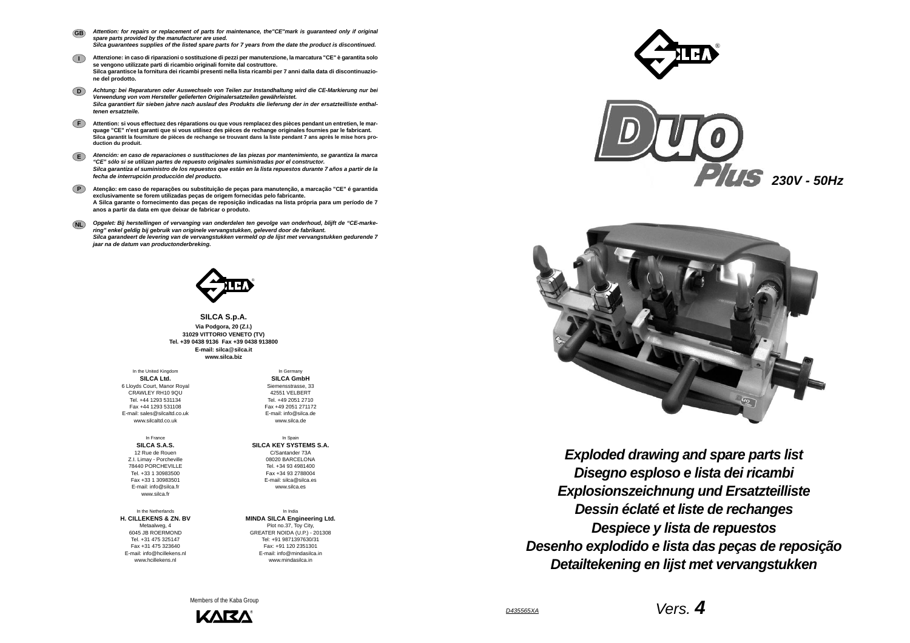**GB** *Attention: for repairs or replacement of parts for maintenance, the"CE"mark is guaranteed only if original spare parts provided by the manufacturer are used.*
*Silca guarantees supplies of the listed spare parts for 7 years from the date the product is discontinued.*

**I** Attenzione: in caso di riparazioni o sostituzione di pezzi per manutenzione, la marcatura "CE" è garantita solo se vengono utilizzate parti di ricambio originali fornite dal costruttore.
Silca garantisce la fornitura dei ricambi presenti nella lista ricambi per 7 anni dalla data di discontinuazione del prodotto.

**D** *Achtung: bei Reparaturen oder Auswechseln von Teilen zur Instandhaltung wird die CE-Markierung nur bei Verwendung von vom Hersteller gelieferten Originalersatzteilen gewährleistet.*
*Silca garantiert für sieben jahre nach auslauf des Produkts die lieferung der in der ersatzteilliste enthaltenen ersatzteile.*

**F** Attention: si vous effectuez des réparations ou que vous remplacez des pièces pendant un entretien, le marquage "CE" n'est garanti que si vous utilisez des pièces de rechange originales fournies par le fabricant.
Silca garantit la fourniture de pièces de rechange se trouvant dans la liste pendant 7 ans après le mise hors production du produit.

**E** *Atención: en caso de reparaciones o sustituciones de las piezas por mantenimiento, se garantiza la marca "CE" sólo si se utilizan partes de repuesto originales suministradas por el constructor.*
*Silca garantiza el suministro de los repuestos que están en la lista repuestos durante 7 años a partir de la fecha de interrupción producción del producto.*

**P** Atenção: em caso de reparações ou substituição de peças para manutenção, a marcação "CE" é garantida exclusivamente se forem utilizadas peças de origem fornecidas pelo fabricante.
A Silca garante o fornecimento das peças de reposição indicadas na lista própria para um período de 7 anos a partir da data em que deixar de fabricar o produto.

**NL** *Opgelet: Bij herstellingen of vervanging van onderdelen ten gevolge van onderhoud, blijft de "CE-markering" enkel geldig bij gebruik van originele vervangstukken, geleverd door de fabrikant.*
*Silca garandeert de levering van de vervangstukken vermeld op de lijst met vervangstukken gedurende 7 jaar na de datum van productonderbreking.*

**SILCA S.p.A.**
Via Podgora, 20 (Z.I.)
31029 VITTORIO VENETO (TV)
Tel. +39 0438 9136 Fax +39 0438 913800
E-mail: silca@silca.it
www.silca.biz

In the United Kingdom
**SILCA Ltd.**
6 Lloyds Court, Manor Royal
CRAWLEY RH10 9QU
Tel. +44 1293 531134
Fax +44 1293 531108
E-mail: sales@silcaltd.co.uk
www.silcaltd.co.uk

In Germany
**SILCA GmbH**
Siemensstrasse, 33
42551 VELBERT
Tel. +49 2051 2710
Fax +49 2051 271172
E-mail: info@silca.de
www.silca.de

In France
**SILCA S.A.S.**
12 Rue de Rouen
Z.I. Limay - Porcheville
78440 PORCHEVILLE
Tel. +33 1 30983500
Fax +33 1 30983501
E-mail: info@silca.fr
www.silca.fr

In Spain
**SILCA KEY SYSTEMS S.A.**
C/Santander 73A
08020 BARCELONA
Tel. +34 93 4981400
Fax +34 93 2788004
E-mail: silca@silca.es
www.silca.es

In the Netherlands
**H. CILLEKENS & ZN. BV**
Metaalweg, 4
6045 JB ROERMOND
Tel. +31 475 325147
Fax +31 475 323640
E-mail: info@hcillekens.nl
www.hcillekens.nl

In India
**MINDA SILCA Engineering Ltd.**
Plot no.37, Toy City,
GREATER NOIDA (U.P.) - 201308
Tel: +91 9871397630/31
Fax: +91 120 2351301
E-mail: info@mindasilca.in
www.mindasilca.in

Members of the Kaba Group

# Duo Plus 230V - 50Hz

## *Exploded drawing and spare parts list*
## *Disegno esploso e lista dei ricambi*
## *Explosionszeichnung und Ersatzteilliste*
## *Dessin éclaté et liste de rechanges*
## *Despiece y lista de repuestos*
## *Desenho explodido e lista das peças de reposição*
## *Detailtekening en lijst met vervangstukken*

D435565XA

Vers. **4**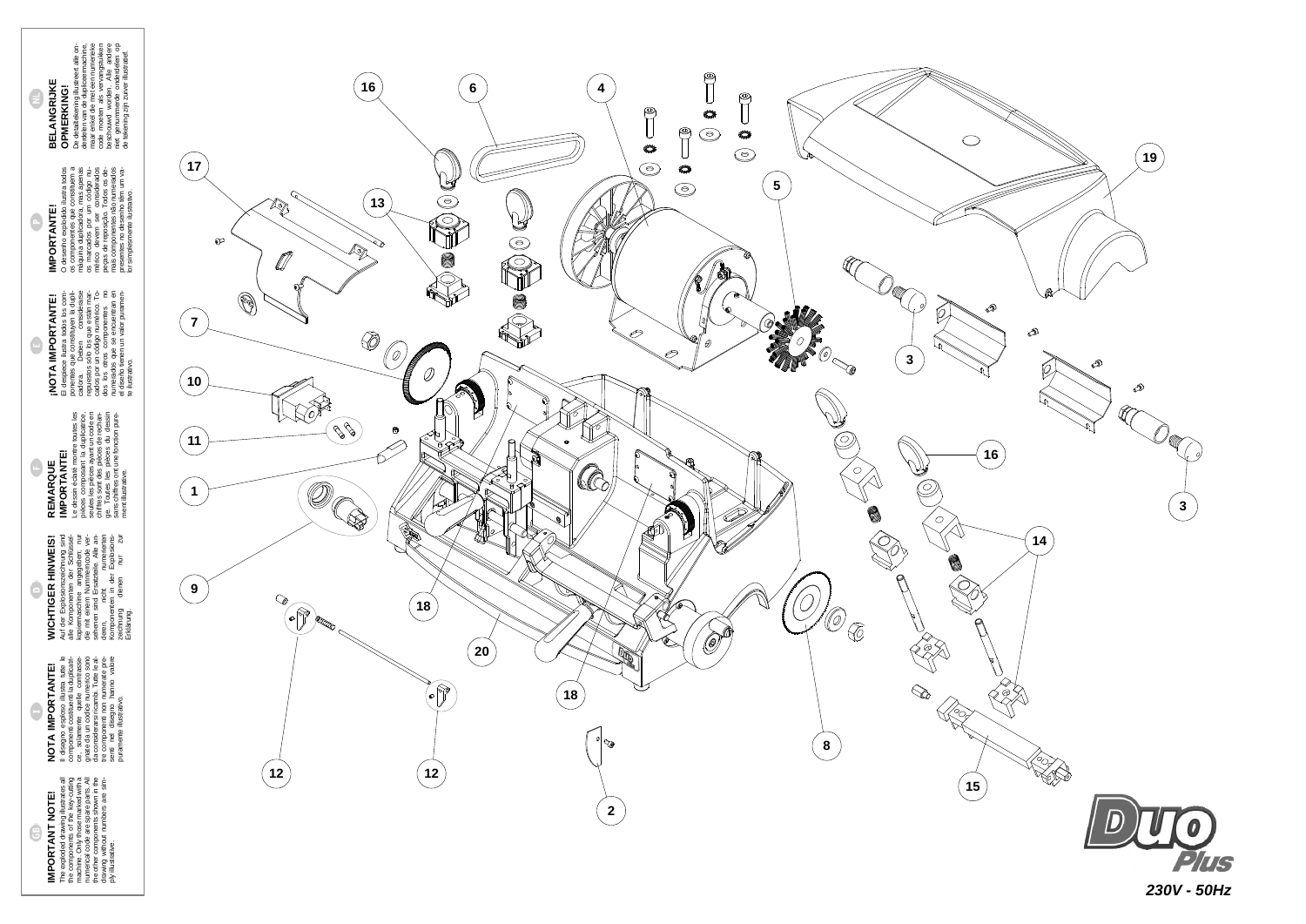## IMPORTANT NOTE!

The exploded drawing illustrates all the components of the key-cutting machine. Only those marked with a numerical code are spare parts. All the other components shown in the drawing without numbers are simply illustrative.

## NOTA IMPORTANTE!

Il disegno esploso illustra tutte le componenti costituenti la duplicatrice, solamente quelle contrassegnate da un codice numerico sono da considerarsi ricambi. Tutte le altre componenti non numerate presenti nel disegno hanno valore puramente illustrativo.

## WICHTIGER HINWEIS!

Auf der Explosionszeichnung sind alle Komponenten der Schlüsselkopiermaschine angegeben; nur die mit einem Nummerncode versehenen sind Ersatzteile. Alle anderen, nicht numerierten Komponenten in der Explosionszeichnung dienen nur zur Erklärung.

## REMARQUE IMPORTANTE!

Le dessin éclaté montre toutes les pièces composant la duplicatrice, seules les pièces ayant un code en chiffres sont des pièces de rechange. Toutes les pièces du dessin sans chiffres ont une fonction purement illustrative.

## ¡NOTA IMPORTANTE!

El despiece ilustra todos los componentes que constituyen la duplicadora. Deben considerarse repuestos sólo los que están marcados por un código numérico. Todos los otros componentes no numerados que se encuentran en el diseño tienen un valor puramente ilustrativo.

## IMPORTANTE!

O desenho explodido ilustra todos os componentes que constituem a máquina duplicadora, mas apenas os marcados por um código numérico devem ser considerados peças de reposição. Todos os demais componentes não numerados presentes no desenho têm um valor simplesmente ilustrativo.

## BELANGRIJKE OPMERKING!

De detailtekening illustreert alle onderdelen van de duplicermachine, maar enkel die met een numerieke code moeten als vervangstukken beschouwd worden. Alle andere niet genummerde onderdelen op de tekening zijn zuiver illustratief.

Duo Plus

230V - 50Hz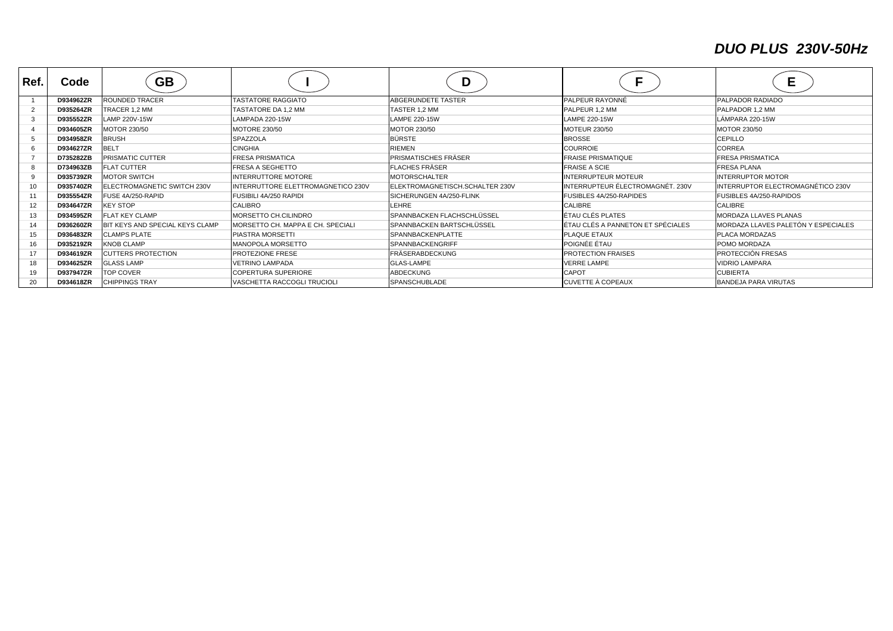## DUO PLUS 230V-50Hz

| Ref. | Code | GB | I | D | F | E |
|---|---|---|---|---|---|---|
| 1 | D934962ZR | ROUNDED TRACER | TASTATORE RAGGIATO | ABGERUNDETE TASTER | PALPEUR RAYONNÉ | PALPADOR RADIADO |
| 2 | D935264ZR | TRACER 1,2 MM | TASTATORE DA 1,2 MM | TASTER 1,2 MM | PALPEUR 1,2 MM | PALPADOR 1,2 MM |
| 3 | D935552ZR | LAMP 220V-15W | LAMPADA 220-15W | LAMPE 220-15W | LAMPE 220-15W | LÁMPARA 220-15W |
| 4 | D934605ZR | MOTOR 230/50 | MOTORE 230/50 | MOTOR 230/50 | MOTEUR 230/50 | MOTOR 230/50 |
| 5 | D934958ZR | BRUSH | SPAZZOLA | BÜRSTE | BROSSE | CEPILLO |
| 6 | D934627ZR | BELT | CINGHIA | RIEMEN | COURROIE | CORREA |
| 7 | D735282ZB | PRISMATIC CUTTER | FRESA PRISMATICA | PRISMATISCHES FRÄSER | FRAISE PRISMATIQUE | FRESA PRISMATICA |
| 8 | D734963ZB | FLAT CUTTER | FRESA A SEGHETTO | FLACHES FRÄSER | FRAISE A SCIE | FRESA PLANA |
| 9 | D935739ZR | MOTOR SWITCH | INTERRUTTORE MOTORE | MOTORSCHALTER | INTERRUPTEUR MOTEUR | INTERRUPTOR MOTOR |
| 10 | D935740ZR | ELECTROMAGNETIC SWITCH 230V | INTERRUTTORE ELETTROMAGNETICO 230V | ELEKTROMAGNETISCH.SCHALTER 230V | INTERRUPTEUR ÉLECTROMAGNÉT. 230V | INTERRUPTOR ELECTROMAGNÉTICO 230V |
| 11 | D935554ZR | FUSE 4A/250-RAPID | FUSIBILI 4A/250 RAPIDI | SICHERUNGEN 4A/250-FLINK | FUSIBLES 4A/250-RAPIDES | FUSIBLES 4A/250-RAPIDOS |
| 12 | D934647ZR | KEY STOP | CALIBRO | LEHRE | CALIBRE | CALIBRE |
| 13 | D934595ZR | FLAT KEY CLAMP | MORSETTO CH.CILINDRO | SPANNBACKEN FLACHSCHLÜSSEL | ÉTAU CLÉS PLATES | MORDAZA LLAVES PLANAS |
| 14 | D936260ZR | BIT KEYS AND SPECIAL KEYS CLAMP | MORSETTO CH. MAPPA E CH. SPECIALI | SPANNBACKEN BARTSCHLÜSSEL | ÉTAU CLÉS A PANNETON ET SPÉCIALES | MORDAZA LLAVES PALETÓN Y ESPECIALES |
| 15 | D936483ZR | CLAMPS PLATE | PIASTRA MORSETTI | SPANNBACKENPLATTE | PLAQUE ETAUX | PLACA MORDAZAS |
| 16 | D935219ZR | KNOB CLAMP | MANOPOLA MORSETTO | SPANNBACKENGRIFF | POIGNÉE ÉTAU | POMO MORDAZA |
| 17 | D934619ZR | CUTTERS PROTECTION | PROTEZIONE FRESE | FRÄSERABDECKUNG | PROTECTION FRAISES | PROTECCIÓN FRESAS |
| 18 | D934625ZR | GLASS LAMP | VETRINO LAMPADA | GLAS-LAMPE | VERRE LAMPE | VIDRIO LAMPARA |
| 19 | D937947ZR | TOP COVER | COPERTURA SUPERIORE | ABDECKUNG | CAPOT | CUBIERTA |
| 20 | D934618ZR | CHIPPINGS TRAY | VASCHETTA RACCOGLI TRUCIOLI | SPANSCHUBLADE | CUVETTE À COPEAUX | BANDEJA PARA VIRUTAS |